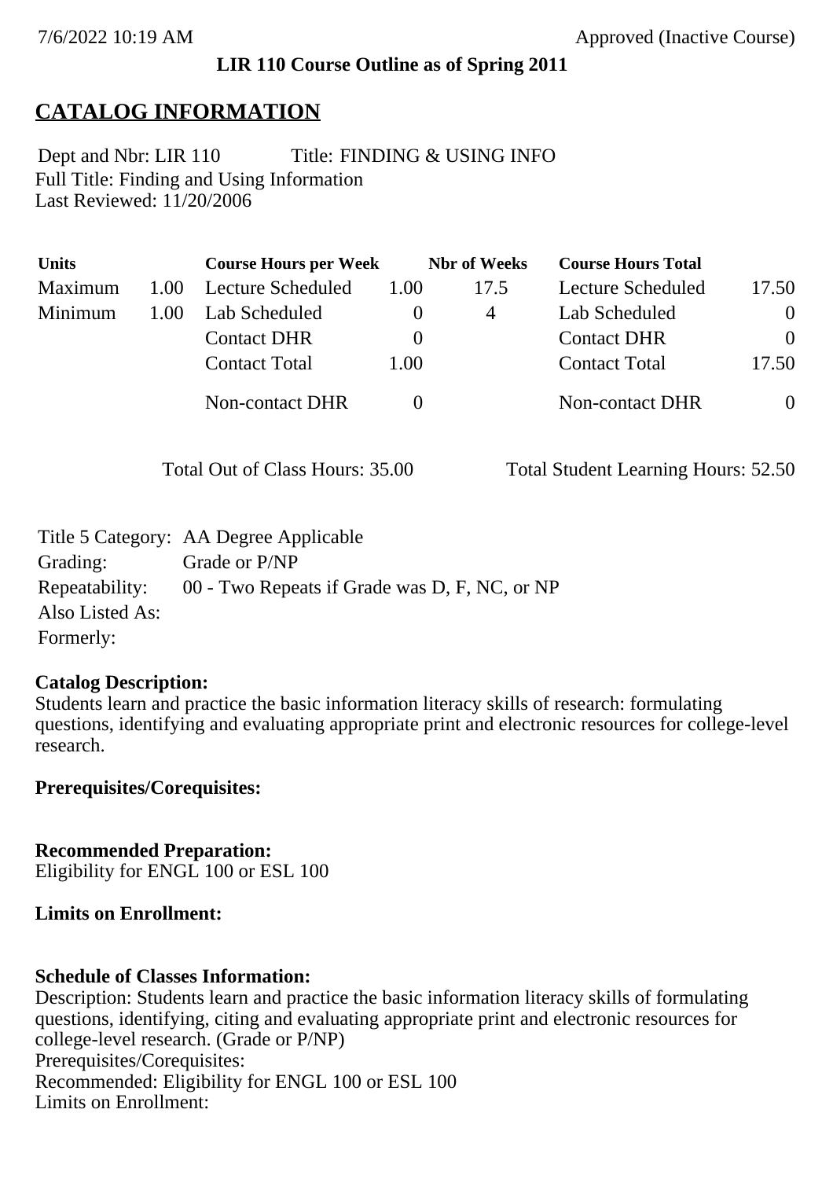7/6/2022 10:19 AM Approved (Inactive Course)

**LIR 110 Course Outline as of Spring 2011**

# CATALOG INFORMATION

Dept and Nbr: LIR 110 Title: FINDING & USING INFO
Full Title: Finding and Using Information
Last Reviewed: 11/20/2006

| Units | | Course Hours per Week | | Nbr of Weeks | Course Hours Total | |
|---|---|---|---|---|---|---|
| Maximum | 1.00 | Lecture Scheduled | 1.00 | 17.5 | Lecture Scheduled | 17.50 |
| Minimum | 1.00 | Lab Scheduled | 0 | 4 | Lab Scheduled | 0 |
| | | Contact DHR | 0 | | Contact DHR | 0 |
| | | Contact Total | 1.00 | | Contact Total | 17.50 |
| | | Non-contact DHR | 0 | | Non-contact DHR | 0 |

Total Out of Class Hours: 35.00 Total Student Learning Hours: 52.50

Title 5 Category: AA Degree Applicable
Grading: Grade or P/NP
Repeatability: 00 - Two Repeats if Grade was D, F, NC, or NP
Also Listed As:
Formerly:

**Catalog Description:**
Students learn and practice the basic information literacy skills of research: formulating questions, identifying and evaluating appropriate print and electronic resources for college-level research.

**Prerequisites/Corequisites:**

**Recommended Preparation:**
Eligibility for ENGL 100 or ESL 100

**Limits on Enrollment:**

**Schedule of Classes Information:**
Description: Students learn and practice the basic information literacy skills of formulating questions, identifying, citing and evaluating appropriate print and electronic resources for college-level research. (Grade or P/NP)
Prerequisites/Corequisites:
Recommended: Eligibility for ENGL 100 or ESL 100
Limits on Enrollment: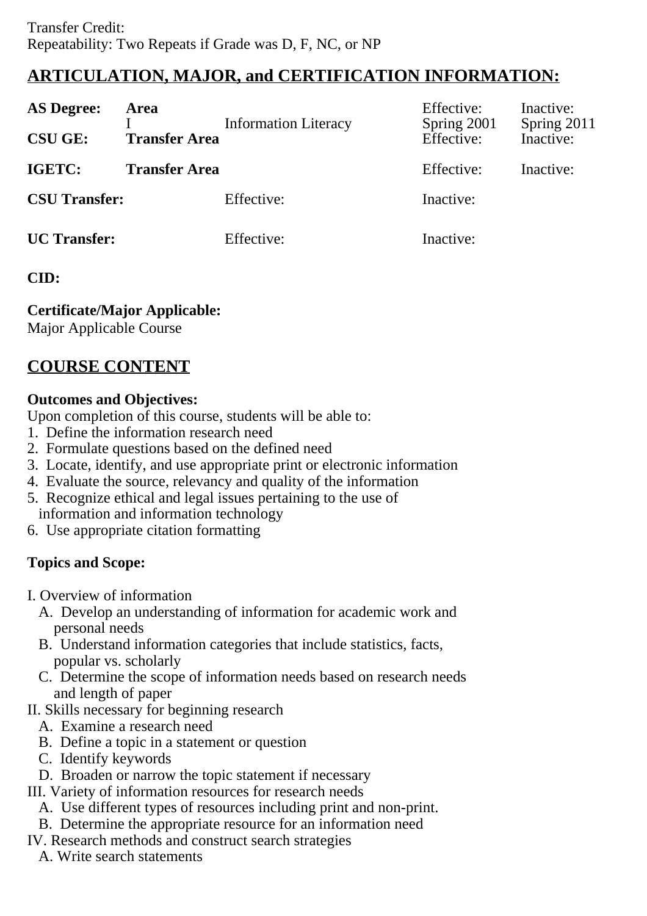Transfer Credit:
Repeatability: Two Repeats if Grade was D, F, NC, or NP

## ARTICULATION, MAJOR, and CERTIFICATION INFORMATION:

| | | | | |
|---|---|---|---|---|
| **AS Degree:** | **Area** I | Information Literacy | Effective: Spring 2001 | Inactive: Spring 2011 |
| **CSU GE:** | **Transfer Area** | | Effective: | Inactive: |
| **IGETC:** | **Transfer Area** | | Effective: | Inactive: |
| **CSU Transfer:** | | Effective: | Inactive: | |
| **UC Transfer:** | | Effective: | Inactive: | |

**CID:**

**Certificate/Major Applicable:**
Major Applicable Course

## COURSE CONTENT

**Outcomes and Objectives:**
Upon completion of this course, students will be able to:
1. Define the information research need
2. Formulate questions based on the defined need
3. Locate, identify, and use appropriate print or electronic information
4. Evaluate the source, relevancy and quality of the information
5. Recognize ethical and legal issues pertaining to the use of information and information technology
6. Use appropriate citation formatting

**Topics and Scope:**

I. Overview of information
   A. Develop an understanding of information for academic work and personal needs
   B. Understand information categories that include statistics, facts, popular vs. scholarly
   C. Determine the scope of information needs based on research needs and length of paper
II. Skills necessary for beginning research
   A. Examine a research need
   B. Define a topic in a statement or question
   C. Identify keywords
   D. Broaden or narrow the topic statement if necessary
III. Variety of information resources for research needs
   A. Use different types of resources including print and non-print.
   B. Determine the appropriate resource for an information need
IV. Research methods and construct search strategies
   A. Write search statements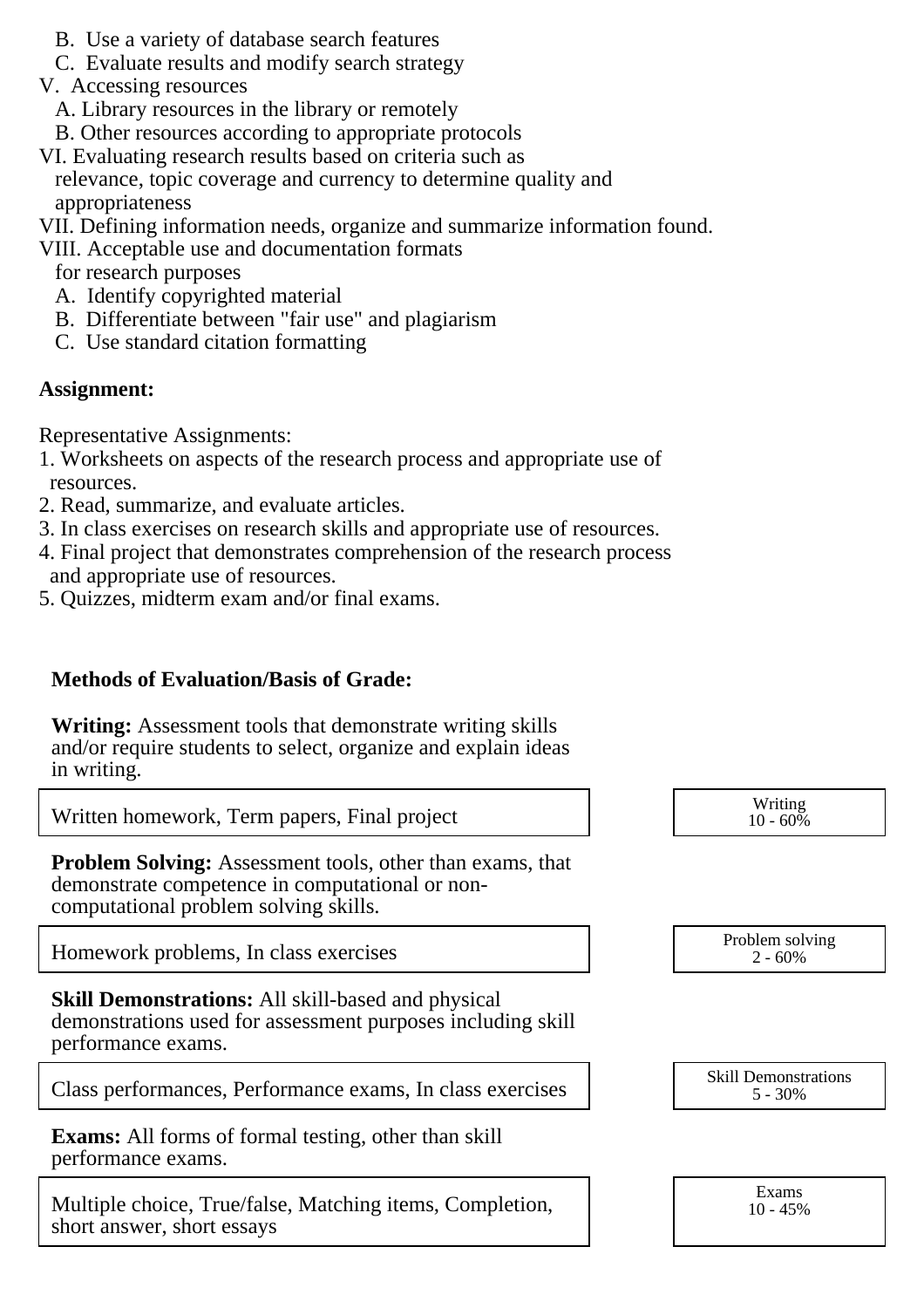B. Use a variety of database search features
C. Evaluate results and modify search strategy

V. Accessing resources
A. Library resources in the library or remotely
B. Other resources according to appropriate protocols

VI. Evaluating research results based on criteria such as relevance, topic coverage and currency to determine quality and appropriateness

VII. Defining information needs, organize and summarize information found.

VIII. Acceptable use and documentation formats for research purposes
A. Identify copyrighted material
B. Differentiate between "fair use" and plagiarism
C. Use standard citation formatting

**Assignment:**

Representative Assignments:
1. Worksheets on aspects of the research process and appropriate use of resources.
2. Read, summarize, and evaluate articles.
3. In class exercises on research skills and appropriate use of resources.
4. Final project that demonstrates comprehension of the research process and appropriate use of resources.
5. Quizzes, midterm exam and/or final exams.

**Methods of Evaluation/Basis of Grade:**

**Writing:** Assessment tools that demonstrate writing skills and/or require students to select, organize and explain ideas in writing.

| | |
|---|---|
| Written homework, Term papers, Final project | Writing 10 - 60% |

**Problem Solving:** Assessment tools, other than exams, that demonstrate competence in computational or non-computational problem solving skills.

| | |
|---|---|
| Homework problems, In class exercises | Problem solving 2 - 60% |

**Skill Demonstrations:** All skill-based and physical demonstrations used for assessment purposes including skill performance exams.

| | |
|---|---|
| Class performances, Performance exams, In class exercises | Skill Demonstrations 5 - 30% |

**Exams:** All forms of formal testing, other than skill performance exams.

| | |
|---|---|
| Multiple choice, True/false, Matching items, Completion, short answer, short essays | Exams 10 - 45% |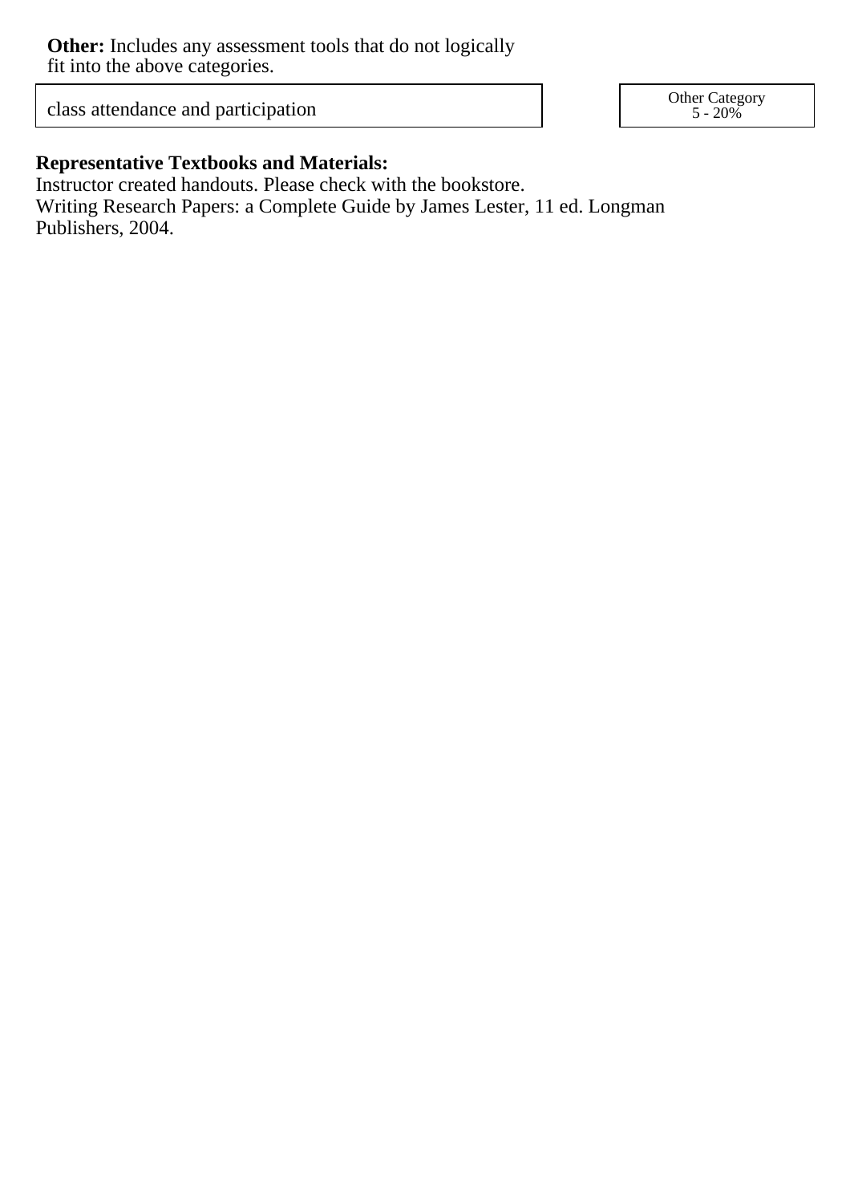**Other:** Includes any assessment tools that do not logically fit into the above categories.

| | |
|---|---|
| class attendance and participation | Other Category<br>5 - 20% |

**Representative Textbooks and Materials:**
Instructor created handouts. Please check with the bookstore.
Writing Research Papers: a Complete Guide by James Lester, 11 ed. Longman Publishers, 2004.